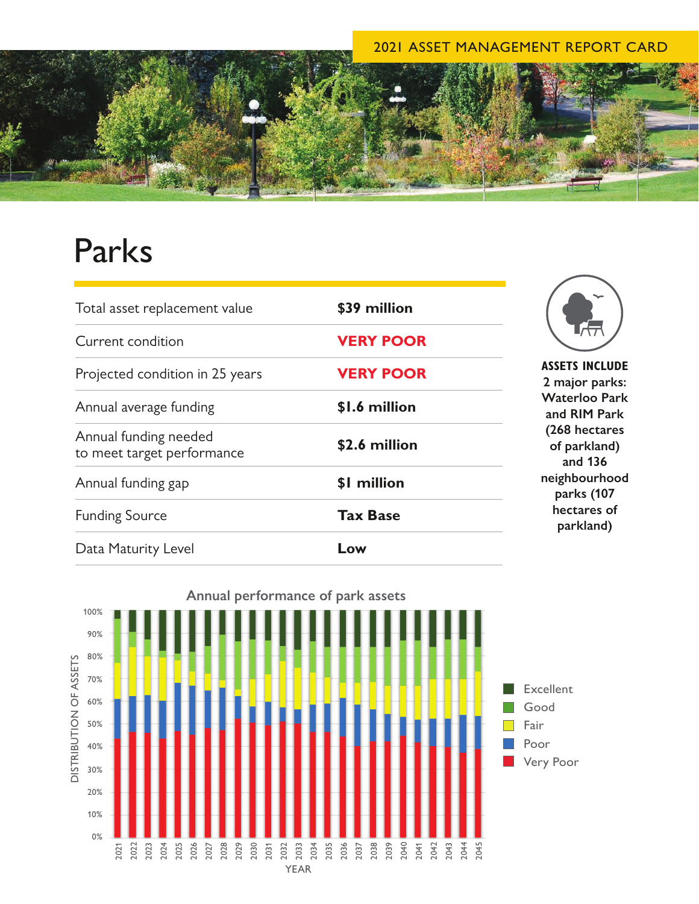2021 ASSET MANAGEMENT REPORT CARD

# Parks

| | |
|---|---|
| Total asset replacement value | **$39 million** |
| Current condition | **VERY POOR** |
| Projected condition in 25 years | **VERY POOR** |
| Annual average funding | **$1.6 million** |
| Annual funding needed to meet target performance | **$2.6 million** |
| Annual funding gap | **$1 million** |
| Funding Source | **Tax Base** |
| Data Maturity Level | **Low** |

**ASSETS INCLUDE 2 major parks: Waterloo Park and RIM Park (268 hectares of parkland) and 136 neighbourhood parks (107 hectares of parkland)**

Annual performance of park assets

Legend: Excellent, Good, Fair, Poor, Very Poor

Y-axis: DISTRIBUTION OF ASSETS (0%–100%)

X-axis: YEAR (2021–2045)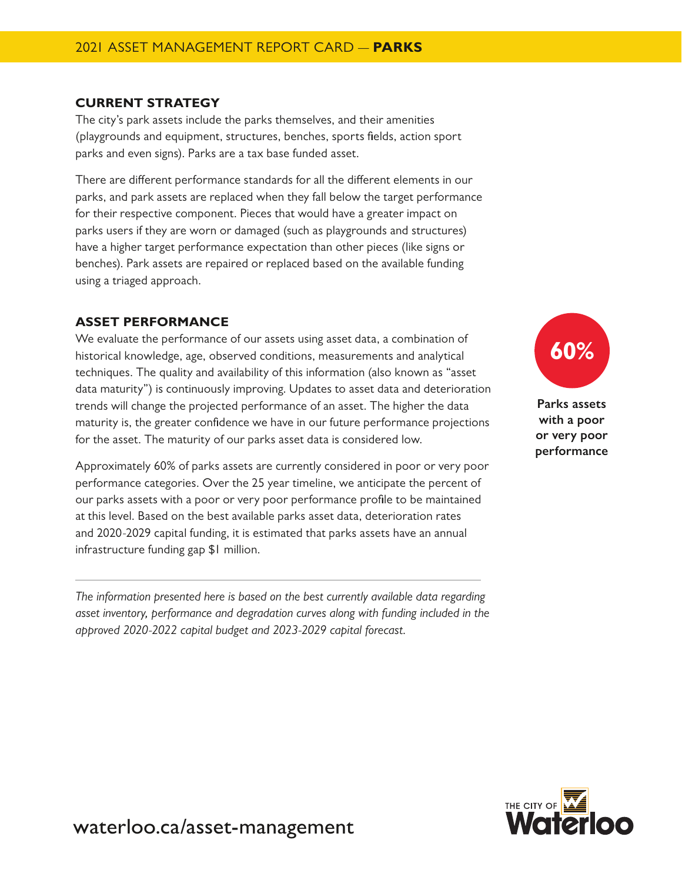## CURRENT STRATEGY

The city's park assets include the parks themselves, and their amenities (playgrounds and equipment, structures, benches, sports fields, action sport parks and even signs). Parks are a tax base funded asset.

There are different performance standards for all the different elements in our parks, and park assets are replaced when they fall below the target performance for their respective component. Pieces that would have a greater impact on parks users if they are worn or damaged (such as playgrounds and structures) have a higher target performance expectation than other pieces (like signs or benches). Park assets are repaired or replaced based on the available funding using a triaged approach.

## ASSET PERFORMANCE

We evaluate the performance of our assets using asset data, a combination of historical knowledge, age, observed conditions, measurements and analytical techniques. The quality and availability of this information (also known as "asset data maturity") is continuously improving. Updates to asset data and deterioration trends will change the projected performance of an asset. The higher the data maturity is, the greater confidence we have in our future performance projections for the asset. The maturity of our parks asset data is considered low.

**60%**

**Parks assets with a poor or very poor performance**

Approximately 60% of parks assets are currently considered in poor or very poor performance categories. Over the 25 year timeline, we anticipate the percent of our parks assets with a poor or very poor performance profile to be maintained at this level. Based on the best available parks asset data, deterioration rates and 2020-2029 capital funding, it is estimated that parks assets have an annual infrastructure funding gap $1 million.

---

*The information presented here is based on the best currently available data regarding asset inventory, performance and degradation curves along with funding included in the approved 2020-2022 capital budget and 2023-2029 capital forecast.*

waterloo.ca/asset-management

THE CITY OF Waterloo